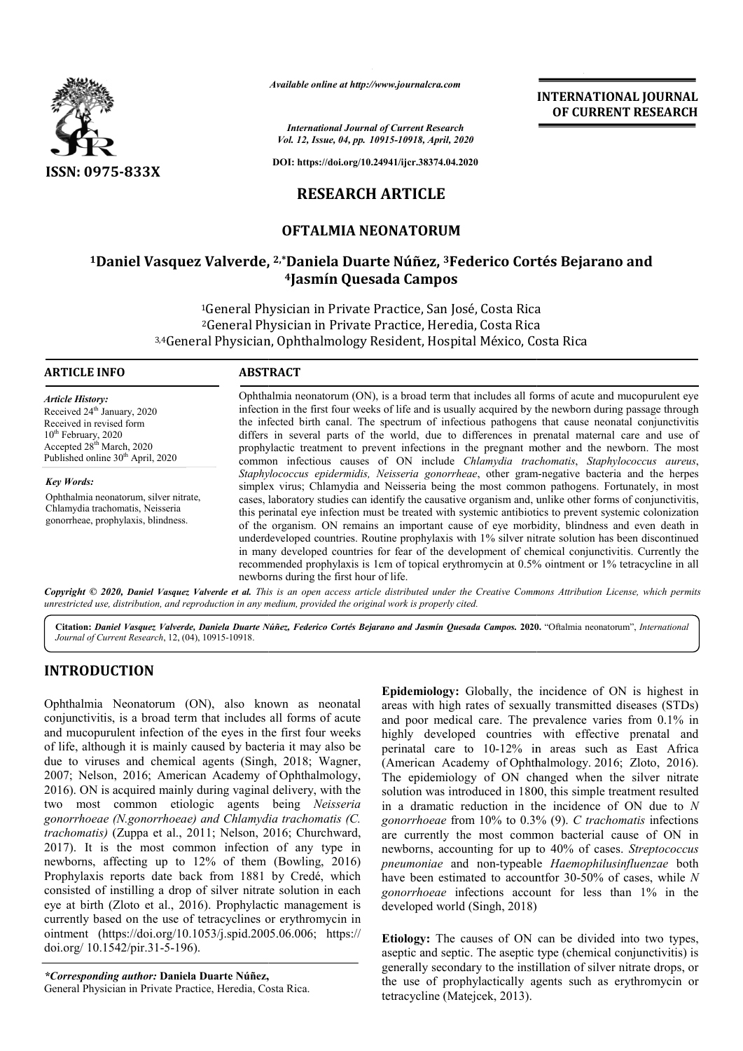*Available online at http://www.journalcra.com*

*International Journal of Current Research*
*Vol. 12, Issue, 04, pp. 10915-10918, April, 2020*

**DOI: https://doi.org/10.24941/ijcr.38374.04.2020**

ISSN: 0975-833X

**INTERNATIONAL JOURNAL OF CURRENT RESEARCH**

## RESEARCH ARTICLE

# OFTALMIA NEONATORUM

### [1]Daniel Vasquez Valverde, [2,*]Daniela Duarte Núñez, [3]Federico Cortés Bejarano and [4]Jasmín Quesada Campos

[1]General Physician in Private Practice, San José, Costa Rica
[2]General Physician in Private Practice, Heredia, Costa Rica
[3,4]General Physician, Ophthalmology Resident, Hospital México, Costa Rica

**ARTICLE INFO**

*Article History:*
Received 24th January, 2020
Received in revised form
10th February, 2020
Accepted 28th March, 2020
Published online 30th April, 2020

*Key Words:*
Ophthalmia neonatorum, silver nitrate, Chlamydia trachomatis, Neisseria gonorrheae, prophylaxis, blindness.

**ABSTRACT**

Ophthalmia neonatorum (ON), is a broad term that includes all forms of acute and mucopurulent eye infection in the first four weeks of life and is usually acquired by the newborn during passage through the infected birth canal. The spectrum of infectious pathogens that cause neonatal conjunctivitis differs in several parts of the world, due to differences in prenatal maternal care and use of prophylactic treatment to prevent infections in the pregnant mother and the newborn. The most common infectious causes of ON include *Chlamydia trachomatis*, *Staphylococcus aureus*, *Staphylococcus epidermidis, Neisseria gonorrheae*, other gram-negative bacteria and the herpes simplex virus; Chlamydia and Neisseria being the most common pathogens. Fortunately, in most cases, laboratory studies can identify the causative organism and, unlike other forms of conjunctivitis, this perinatal eye infection must be treated with systemic antibiotics to prevent systemic colonization of the organism. ON remains an important cause of eye morbidity, blindness and even death in underdeveloped countries. Routine prophylaxis with 1% silver nitrate solution has been discontinued in many developed countries for fear of the development of chemical conjunctivitis. Currently the recommended prophylaxis is 1cm of topical erythromycin at 0.5% ointment or 1% tetracycline in all newborns during the first hour of life.

*Copyright © 2020, Daniel Vasquez Valverde et al. This is an open access article distributed under the Creative Commons Attribution License, which permits unrestricted use, distribution, and reproduction in any medium, provided the original work is properly cited.*

**Citation:** *Daniel Vasquez Valverde, Daniela Duarte Núñez, Federico Cortés Bejarano and Jasmín Quesada Campos.* **2020.** "Oftalmia neonatorum", *International Journal of Current Research*, 12, (04), 10915-10918.

## INTRODUCTION

Ophthalmia Neonatorum (ON), also known as neonatal conjunctivitis, is a broad term that includes all forms of acute and mucopurulent infection of the eyes in the first four weeks of life, although it is mainly caused by bacteria it may also be due to viruses and chemical agents (Singh, 2018; Wagner, 2007; Nelson, 2016; American Academy of Ophthalmology, 2016). ON is acquired mainly during vaginal delivery, with the two most common etiologic agents being *Neisseria gonorrhoeae (N.gonorrhoeae) and Chlamydia trachomatis (C. trachomatis)* (Zuppa et al., 2011; Nelson, 2016; Churchward, 2017). It is the most common infection of any type in newborns, affecting up to 12% of them (Bowling, 2016) Prophylaxis reports date back from 1881 by Credé, which consisted of instilling a drop of silver nitrate solution in each eye at birth (Zloto et al., 2016). Prophylactic management is currently based on the use of tetracyclines or erythromycin in ointment (https://doi.org/10.1053/j.spid.2005.06.006; https:// doi.org/ 10.1542/pir.31-5-196).

**Epidemiology:** Globally, the incidence of ON is highest in areas with high rates of sexually transmitted diseases (STDs) and poor medical care. The prevalence varies from 0.1% in highly developed countries with effective prenatal and perinatal care to 10-12% in areas such as East Africa (American Academy of Ophthalmology. 2016; Zloto, 2016). The epidemiology of ON changed when the silver nitrate solution was introduced in 1800, this simple treatment resulted in a dramatic reduction in the incidence of ON due to *N gonorrhoeae* from 10% to 0.3% (9). *C trachomatis* infections are currently the most common bacterial cause of ON in newborns, accounting for up to 40% of cases. *Streptococcus pneumoniae* and non-typeable *Haemophilusinfluenzae* both have been estimated to accountfor 30-50% of cases, while *N gonorrhoeae* infections account for less than 1% in the developed world (Singh, 2018)

**Etiology:** The causes of ON can be divided into two types, aseptic and septic. The aseptic type (chemical conjunctivitis) is generally secondary to the instillation of silver nitrate drops, or the use of prophylactically agents such as erythromycin or tetracycline (Matejcek, 2013).

*\*Corresponding author:* **Daniela Duarte Núñez,**
General Physician in Private Practice, Heredia, Costa Rica.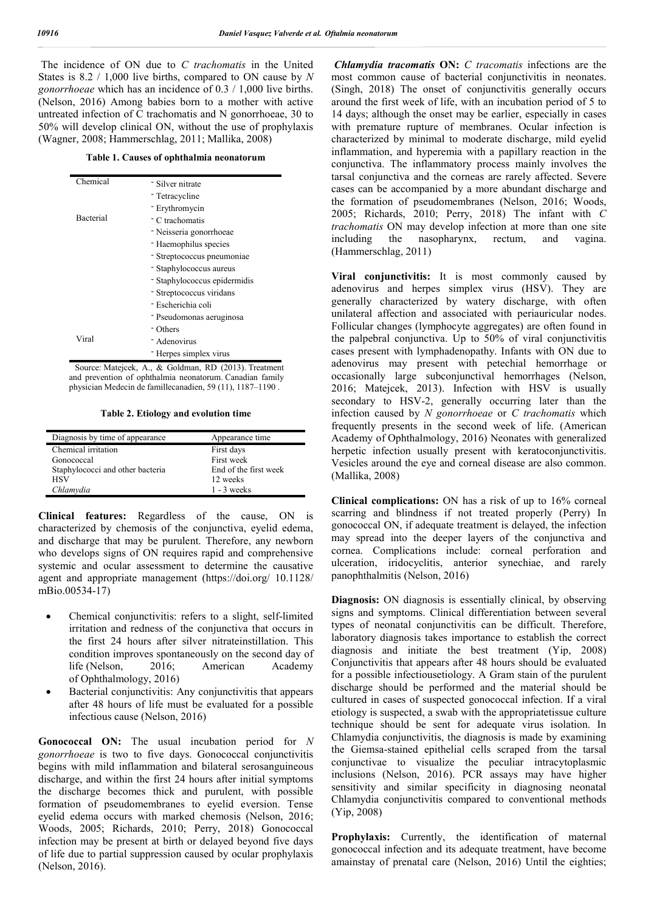The incidence of ON due to *C trachomatis* in the United States is 8.2 / 1,000 live births, compared to ON cause by *N gonorrhoeae* which has an incidence of 0.3 / 1,000 live births. (Nelson, 2016) Among babies born to a mother with active untreated infection of C trachomatis and N gonorrhoeae, 30 to 50% will develop clinical ON, without the use of prophylaxis (Wagner, 2008; Hammerschlag, 2011; Mallika, 2008)

**Table 1. Causes of ophthalmia neonatorum**

| | |
|---|---|
| Chemical | - Silver nitrate |
| | - Tetracycline |
| | - Erythromycin |
| Bacterial | - C trachomatis |
| | - Neisseria gonorrhoeae |
| | - Haemophilus species |
| | - Streptococcus pneumoniae |
| | - Staphylococcus aureus |
| | - Staphylococcus epidermidis |
| | - Streptococcus viridans |
| | - Escherichia coli |
| | - Pseudomonas aeruginosa |
| | - Others |
| Viral | - Adenovirus |
| | - Herpes simplex virus |

Source: Matejcek, A., & Goldman, RD (2013). Treatment and prevention of ophthalmia neonatorum. Canadian family physician Medecin de famillecanadien, 59 (11), 1187–1190 .

**Table 2. Etiology and evolution time**

| Diagnosis by time of appearance | Appearance time |
|---|---|
| Chemical irritation | First days |
| Gonococcal | First week |
| Staphylococci and other bacteria | End of the first week |
| HSV | 12 weeks |
| *Chlamydia* | 1 - 3 weeks |

**Clinical features:** Regardless of the cause, ON is characterized by chemosis of the conjunctiva, eyelid edema, and discharge that may be purulent. Therefore, any newborn who develops signs of ON requires rapid and comprehensive systemic and ocular assessment to determine the causative agent and appropriate management (https://doi.org/ 10.1128/ mBio.00534-17)

- Chemical conjunctivitis: refers to a slight, self-limited irritation and redness of the conjunctiva that occurs in the first 24 hours after silver nitrateinstillation. This condition improves spontaneously on the second day of life (Nelson, 2016; American Academy of Ophthalmology, 2016)
- Bacterial conjunctivitis: Any conjunctivitis that appears after 48 hours of life must be evaluated for a possible infectious cause (Nelson, 2016)

**Gonococcal ON:** The usual incubation period for *N gonorrhoeae* is two to five days. Gonococcal conjunctivitis begins with mild inflammation and bilateral serosanguineous discharge, and within the first 24 hours after initial symptoms the discharge becomes thick and purulent, with possible formation of pseudomembranes to eyelid eversion. Tense eyelid edema occurs with marked chemosis (Nelson, 2016; Woods, 2005; Richards, 2010; Perry, 2018) Gonococcal infection may be present at birth or delayed beyond five days of life due to partial suppression caused by ocular prophylaxis (Nelson, 2016).

***Chlamydia tracomatis* ON:** *C tracomatis* infections are the most common cause of bacterial conjunctivitis in neonates. (Singh, 2018) The onset of conjunctivitis generally occurs around the first week of life, with an incubation period of 5 to 14 days; although the onset may be earlier, especially in cases with premature rupture of membranes. Ocular infection is characterized by minimal to moderate discharge, mild eyelid inflammation, and hyperemia with a papillary reaction in the conjunctiva. The inflammatory process mainly involves the tarsal conjunctiva and the corneas are rarely affected. Severe cases can be accompanied by a more abundant discharge and the formation of pseudomembranes (Nelson, 2016; Woods, 2005; Richards, 2010; Perry, 2018) The infant with *C trachomatis* ON may develop infection at more than one site including the nasopharynx, rectum, and vagina. (Hammerschlag, 2011)

**Viral conjunctivitis:** It is most commonly caused by adenovirus and herpes simplex virus (HSV). They are generally characterized by watery discharge, with often unilateral affection and associated with periauricular nodes. Follicular changes (lymphocyte aggregates) are often found in the palpebral conjunctiva. Up to 50% of viral conjunctivitis cases present with lymphadenopathy. Infants with ON due to adenovirus may present with petechial hemorrhage or occasionally large subconjunctival hemorrhages (Nelson, 2016; Matejcek, 2013). Infection with HSV is usually secondary to HSV-2, generally occurring later than the infection caused by *N gonorrhoeae* or *C trachomatis* which frequently presents in the second week of life. (American Academy of Ophthalmology, 2016) Neonates with generalized herpetic infection usually present with keratoconjunctivitis. Vesicles around the eye and corneal disease are also common. (Mallika, 2008)

**Clinical complications:** ON has a risk of up to 16% corneal scarring and blindness if not treated properly (Perry) In gonococcal ON, if adequate treatment is delayed, the infection may spread into the deeper layers of the conjunctiva and cornea. Complications include: corneal perforation and ulceration, iridocyclitis, anterior synechiae, and rarely panophthalmitis (Nelson, 2016)

**Diagnosis:** ON diagnosis is essentially clinical, by observing signs and symptoms. Clinical differentiation between several types of neonatal conjunctivitis can be difficult. Therefore, laboratory diagnosis takes importance to establish the correct diagnosis and initiate the best treatment (Yip, 2008) Conjunctivitis that appears after 48 hours should be evaluated for a possible infectiousetiology. A Gram stain of the purulent discharge should be performed and the material should be cultured in cases of suspected gonococcal infection. If a viral etiology is suspected, a swab with the appropriatetissue culture technique should be sent for adequate virus isolation. In Chlamydia conjunctivitis, the diagnosis is made by examining the Giemsa-stained epithelial cells scraped from the tarsal conjunctivae to visualize the peculiar intracytoplasmic inclusions (Nelson, 2016). PCR assays may have higher sensitivity and similar specificity in diagnosing neonatal Chlamydia conjunctivitis compared to conventional methods (Yip, 2008)

**Prophylaxis:** Currently, the identification of maternal gonococcal infection and its adequate treatment, have become amainstay of prenatal care (Nelson, 2016) Until the eighties;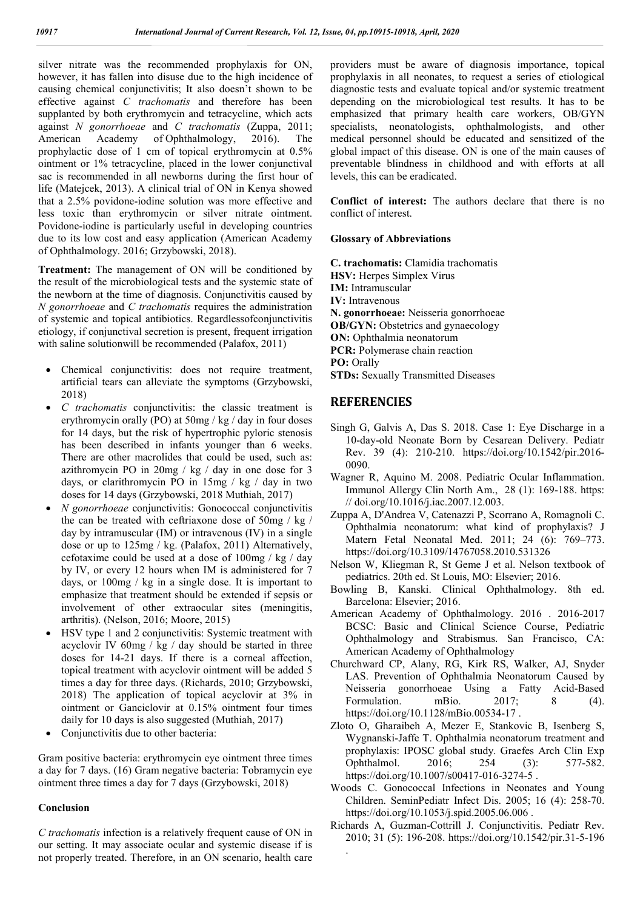silver nitrate was the recommended prophylaxis for ON, however, it has fallen into disuse due to the high incidence of causing chemical conjunctivitis; It also doesn't shown to be effective against *C trachomatis* and therefore has been supplanted by both erythromycin and tetracycline, which acts against *N gonorrhoeae* and *C trachomatis* (Zuppa, 2011; American Academy of Ophthalmology, 2016). The prophylactic dose of 1 cm of topical erythromycin at 0.5% ointment or 1% tetracycline, placed in the lower conjunctival sac is recommended in all newborns during the first hour of life (Matejcek, 2013). A clinical trial of ON in Kenya showed that a 2.5% povidone-iodine solution was more effective and less toxic than erythromycin or silver nitrate ointment. Povidone-iodine is particularly useful in developing countries due to its low cost and easy application (American Academy of Ophthalmology. 2016; Grzybowski, 2018).

**Treatment:** The management of ON will be conditioned by the result of the microbiological tests and the systemic state of the newborn at the time of diagnosis. Conjunctivitis caused by *N gonorrhoeae* and *C trachomatis* requires the administration of systemic and topical antibiotics. Regardlessofconjunctivitis etiology, if conjunctival secretion is present, frequent irrigation with saline solutionwill be recommended (Palafox, 2011)

- Chemical conjunctivitis: does not require treatment, artificial tears can alleviate the symptoms (Grzybowski, 2018)
- *C trachomatis* conjunctivitis: the classic treatment is erythromycin orally (PO) at 50mg / kg / day in four doses for 14 days, but the risk of hypertrophic pyloric stenosis has been described in infants younger than 6 weeks. There are other macrolides that could be used, such as: azithromycin PO in 20mg / kg / day in one dose for 3 days, or clarithromycin PO in 15mg / kg / day in two doses for 14 days (Grzybowski, 2018 Muthiah, 2017)
- *N gonorrhoeae* conjunctivitis: Gonococcal conjunctivitis the can be treated with ceftriaxone dose of 50mg / kg / day by intramuscular (IM) or intravenous (IV) in a single dose or up to 125mg / kg. (Palafox, 2011) Alternatively, cefotaxime could be used at a dose of 100mg / kg / day by IV, or every 12 hours when IM is administered for 7 days, or 100mg / kg in a single dose. It is important to emphasize that treatment should be extended if sepsis or involvement of other extraocular sites (meningitis, arthritis). (Nelson, 2016; Moore, 2015)
- HSV type 1 and 2 conjunctivitis: Systemic treatment with acyclovir IV 60mg / kg / day should be started in three doses for 14-21 days. If there is a corneal affection, topical treatment with acyclovir ointment will be added 5 times a day for three days. (Richards, 2010; Grzybowski, 2018) The application of topical acyclovir at 3% in ointment or Ganciclovir at 0.15% ointment four times daily for 10 days is also suggested (Muthiah, 2017)
- Conjunctivitis due to other bacteria:

Gram positive bacteria: erythromycin eye ointment three times a day for 7 days. (16) Gram negative bacteria: Tobramycin eye ointment three times a day for 7 days (Grzybowski, 2018)

## Conclusion

*C trachomatis* infection is a relatively frequent cause of ON in our setting. It may associate ocular and systemic disease if is not properly treated. Therefore, in an ON scenario, health care providers must be aware of diagnosis importance, topical prophylaxis in all neonates, to request a series of etiological diagnostic tests and evaluate topical and/or systemic treatment depending on the microbiological test results. It has to be emphasized that primary health care workers, OB/GYN specialists, neonatologists, ophthalmologists, and other medical personnel should be educated and sensitized of the global impact of this disease. ON is one of the main causes of preventable blindness in childhood and with efforts at all levels, this can be eradicated.

**Conflict of interest:** The authors declare that there is no conflict of interest.

### Glossary of Abbreviations

**C. trachomatis:** Clamidia trachomatis
**HSV:** Herpes Simplex Virus
**IM:** Intramuscular
**IV:** Intravenous
**N. gonorrhoeae:** Neisseria gonorrhoeae
**OB/GYN:** Obstetrics and gynaecology
**ON:** Ophthalmia neonatorum
**PCR:** Polymerase chain reaction
**PO:** Orally
**STDs:** Sexually Transmitted Diseases

## REFERENCIES

Singh G, Galvis A, Das S. 2018. Case 1: Eye Discharge in a 10-day-old Neonate Born by Cesarean Delivery. Pediatr Rev. 39 (4): 210-210. https://doi.org/10.1542/pir.2016-0090.

Wagner R, Aquino M. 2008. Pediatric Ocular Inflammation. Immunol Allergy Clin North Am., 28 (1): 169-188. https: // doi.org/10.1016/j.iac.2007.12.003.

Zuppa A, D'Andrea V, Catenazzi P, Scorrano A, Romagnoli C. Ophthalmia neonatorum: what kind of prophylaxis? J Matern Fetal Neonatal Med. 2011; 24 (6): 769–773. https://doi.org/10.3109/14767058.2010.531326

Nelson W, Kliegman R, St Geme J et al. Nelson textbook of pediatrics. 20th ed. St Louis, MO: Elsevier; 2016.

Bowling B, Kanski. Clinical Ophthalmology. 8th ed. Barcelona: Elsevier; 2016.

American Academy of Ophthalmology. 2016 . 2016-2017 BCSC: Basic and Clinical Science Course, Pediatric Ophthalmology and Strabismus. San Francisco, CA: American Academy of Ophthalmology

Churchward CP, Alany, RG, Kirk RS, Walker, AJ, Snyder LAS. Prevention of Ophthalmia Neonatorum Caused by Neisseria gonorrhoeae Using a Fatty Acid-Based Formulation. mBio. 2017; 8 (4). https://doi.org/10.1128/mBio.00534-17 .

Zloto O, Gharaibeh A, Mezer E, Stankovic B, Isenberg S, Wygnanski-Jaffe T. Ophthalmia neonatorum treatment and prophylaxis: IPOSC global study. Graefes Arch Clin Exp Ophthalmol. 2016; 254 (3): 577-582. https://doi.org/10.1007/s00417-016-3274-5 .

Woods C. Gonococcal Infections in Neonates and Young Children. SeminPediatr Infect Dis. 2005; 16 (4): 258-70. https://doi.org/10.1053/j.spid.2005.06.006 .

Richards A, Guzman-Cottrill J. Conjunctivitis. Pediatr Rev. 2010; 31 (5): 196-208. https://doi.org/10.1542/pir.31-5-196 .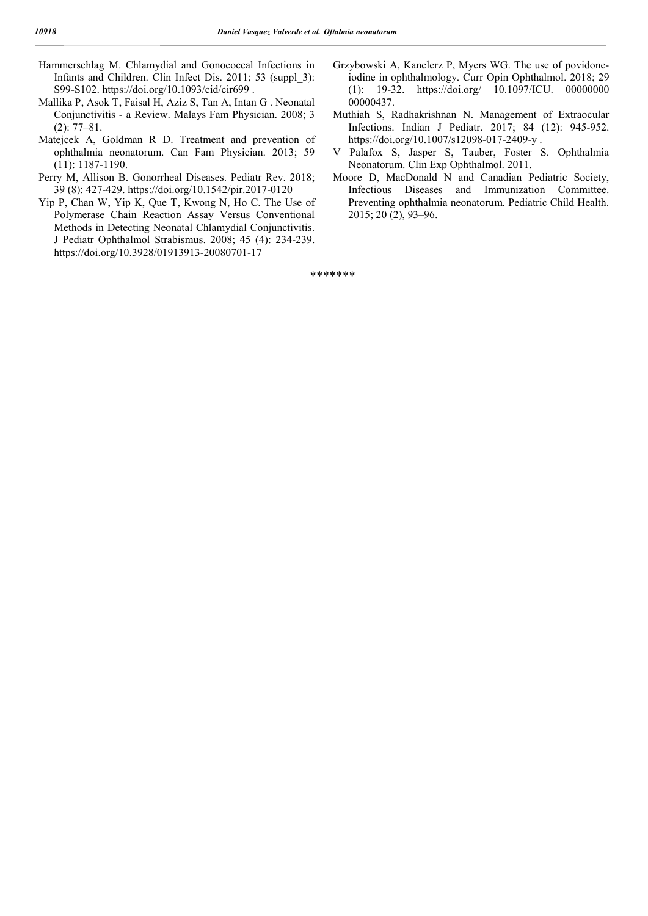Hammerschlag M. Chlamydial and Gonococcal Infections in Infants and Children. Clin Infect Dis. 2011; 53 (suppl_3): S99-S102. https://doi.org/10.1093/cid/cir699 .

Mallika P, Asok T, Faisal H, Aziz S, Tan A, Intan G . Neonatal Conjunctivitis - a Review. Malays Fam Physician. 2008; 3 (2): 77–81.

Matejcek A, Goldman R D. Treatment and prevention of ophthalmia neonatorum. Can Fam Physician. 2013; 59 (11): 1187-1190.

Perry M, Allison B. Gonorrheal Diseases. Pediatr Rev. 2018; 39 (8): 427-429. https://doi.org/10.1542/pir.2017-0120

Yip P, Chan W, Yip K, Que T, Kwong N, Ho C. The Use of Polymerase Chain Reaction Assay Versus Conventional Methods in Detecting Neonatal Chlamydial Conjunctivitis. J Pediatr Ophthalmol Strabismus. 2008; 45 (4): 234-239. https://doi.org/10.3928/01913913-20080701-17

Grzybowski A, Kanclerz P, Myers WG. The use of povidone-iodine in ophthalmology. Curr Opin Ophthalmol. 2018; 29 (1): 19-32. https://doi.org/ 10.1097/ICU. 00000000 00000437.

Muthiah S, Radhakrishnan N. Management of Extraocular Infections. Indian J Pediatr. 2017; 84 (12): 945-952. https://doi.org/10.1007/s12098-017-2409-y .

V Palafox S, Jasper S, Tauber, Foster S. Ophthalmia Neonatorum. Clin Exp Ophthalmol. 2011.

Moore D, MacDonald N and Canadian Pediatric Society, Infectious Diseases and Immunization Committee. Preventing ophthalmia neonatorum. Pediatric Child Health. 2015; 20 (2), 93–96.

*******